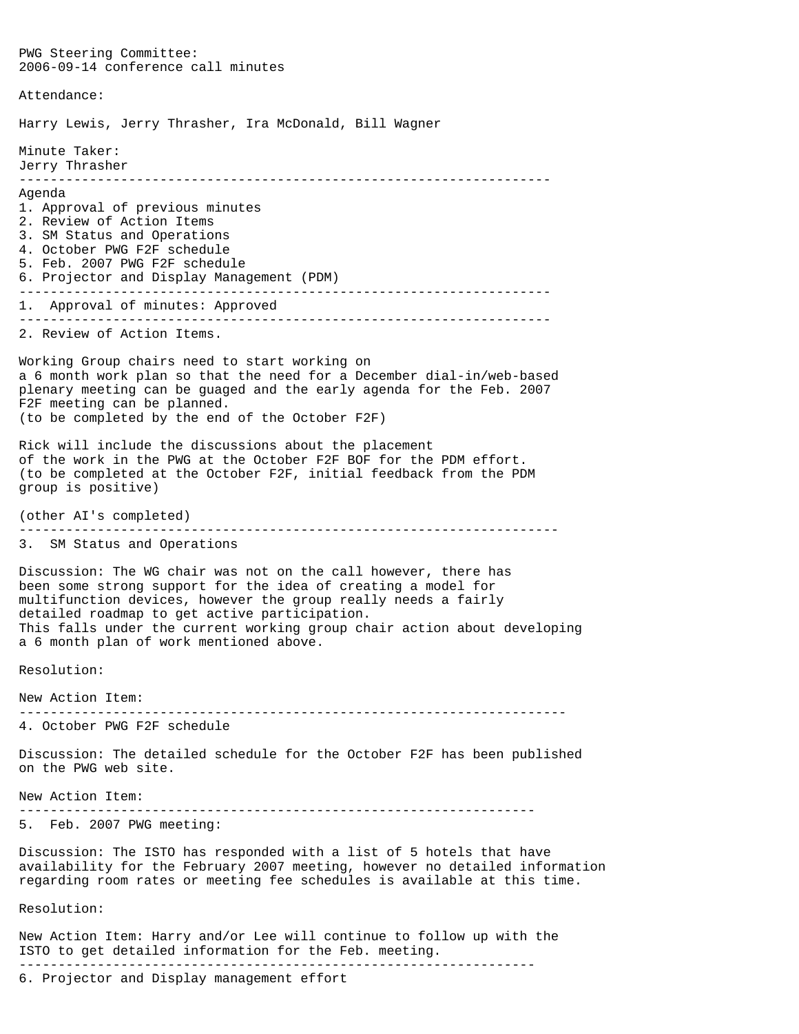PWG Steering Committee:
2006-09-14 conference call minutes

Attendance:

Harry Lewis, Jerry Thrasher, Ira McDonald, Bill Wagner

Minute Taker:
Jerry Thrasher

---

Agenda

1. Approval of previous minutes
2. Review of Action Items
3. SM Status and Operations
4. October PWG F2F schedule
5. Feb. 2007 PWG F2F schedule
6. Projector and Display Management (PDM)

---

1. Approval of minutes: Approved

---

2. Review of Action Items.

Working Group chairs need to start working on a 6 month work plan so that the need for a December dial-in/web-based plenary meeting can be guaged and the early agenda for the Feb. 2007 F2F meeting can be planned.
(to be completed by the end of the October F2F)

Rick will include the discussions about the placement of the work in the PWG at the October F2F BOF for the PDM effort.
(to be completed at the October F2F, initial feedback from the PDM group is positive)

(other AI's completed)

---

3. SM Status and Operations

Discussion: The WG chair was not on the call however, there has been some strong support for the idea of creating a model for multifunction devices, however the group really needs a fairly detailed roadmap to get active participation.
This falls under the current working group chair action about developing a 6 month plan of work mentioned above.

Resolution:

New Action Item:

---

4. October PWG F2F schedule

Discussion: The detailed schedule for the October F2F has been published on the PWG web site.

New Action Item:

---

5. Feb. 2007 PWG meeting:

Discussion: The ISTO has responded with a list of 5 hotels that have availability for the February 2007 meeting, however no detailed information regarding room rates or meeting fee schedules is available at this time.

Resolution:

New Action Item: Harry and/or Lee will continue to follow up with the ISTO to get detailed information for the Feb. meeting.

---

6. Projector and Display management effort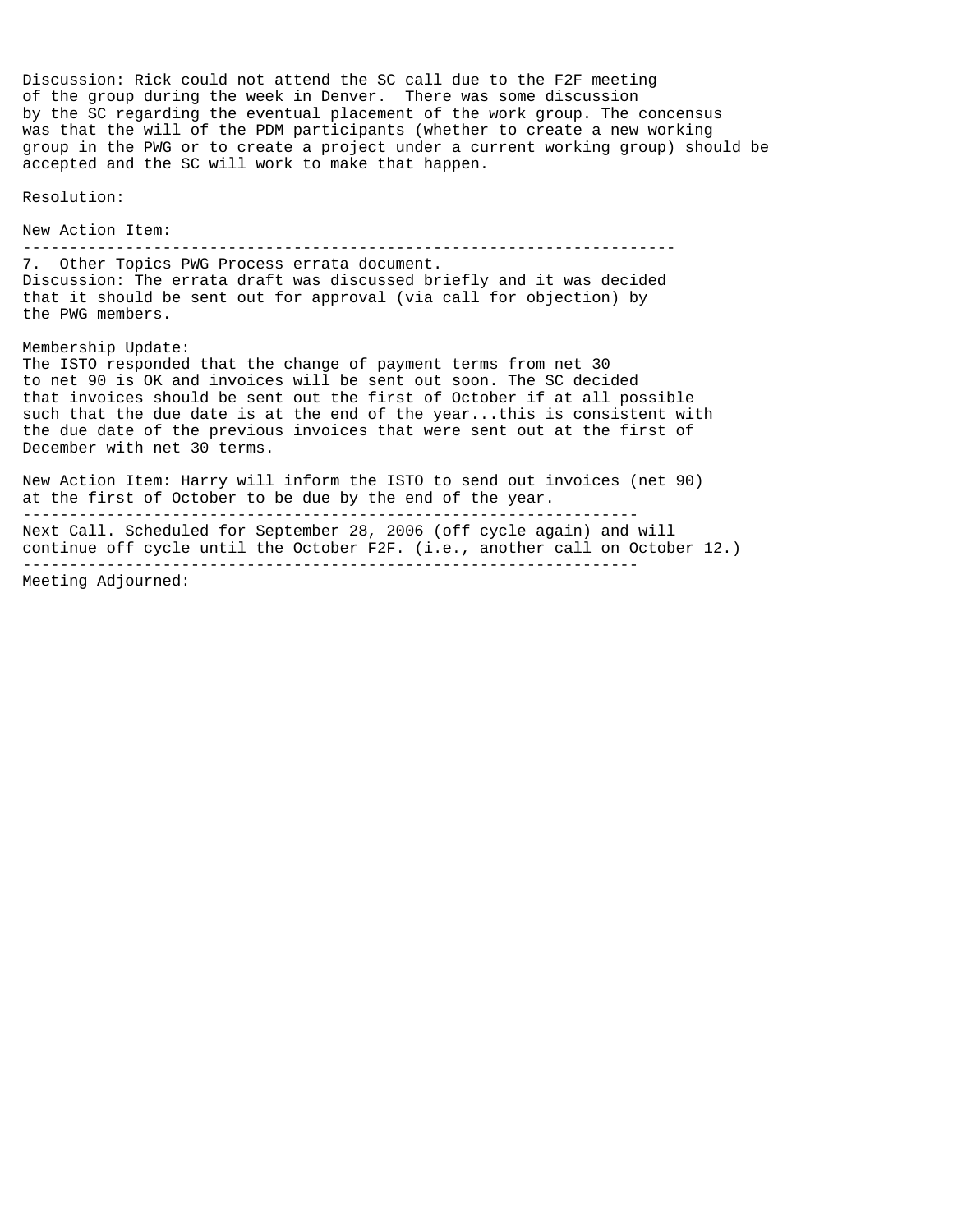Discussion: Rick could not attend the SC call due to the F2F meeting of the group during the week in Denver. There was some discussion by the SC regarding the eventual placement of the work group. The concensus was that the will of the PDM participants (whether to create a new working group in the PWG or to create a project under a current working group) should be accepted and the SC will work to make that happen.

Resolution:

New Action Item:

---

7. Other Topics PWG Process errata document.

Discussion: The errata draft was discussed briefly and it was decided that it should be sent out for approval (via call for objection) by the PWG members.

Membership Update:

The ISTO responded that the change of payment terms from net 30 to net 90 is OK and invoices will be sent out soon. The SC decided that invoices should be sent out the first of October if at all possible such that the due date is at the end of the year...this is consistent with the due date of the previous invoices that were sent out at the first of December with net 30 terms.

New Action Item: Harry will inform the ISTO to send out invoices (net 90) at the first of October to be due by the end of the year.

---

Next Call. Scheduled for September 28, 2006 (off cycle again) and will continue off cycle until the October F2F. (i.e., another call on October 12.)

---

Meeting Adjourned: